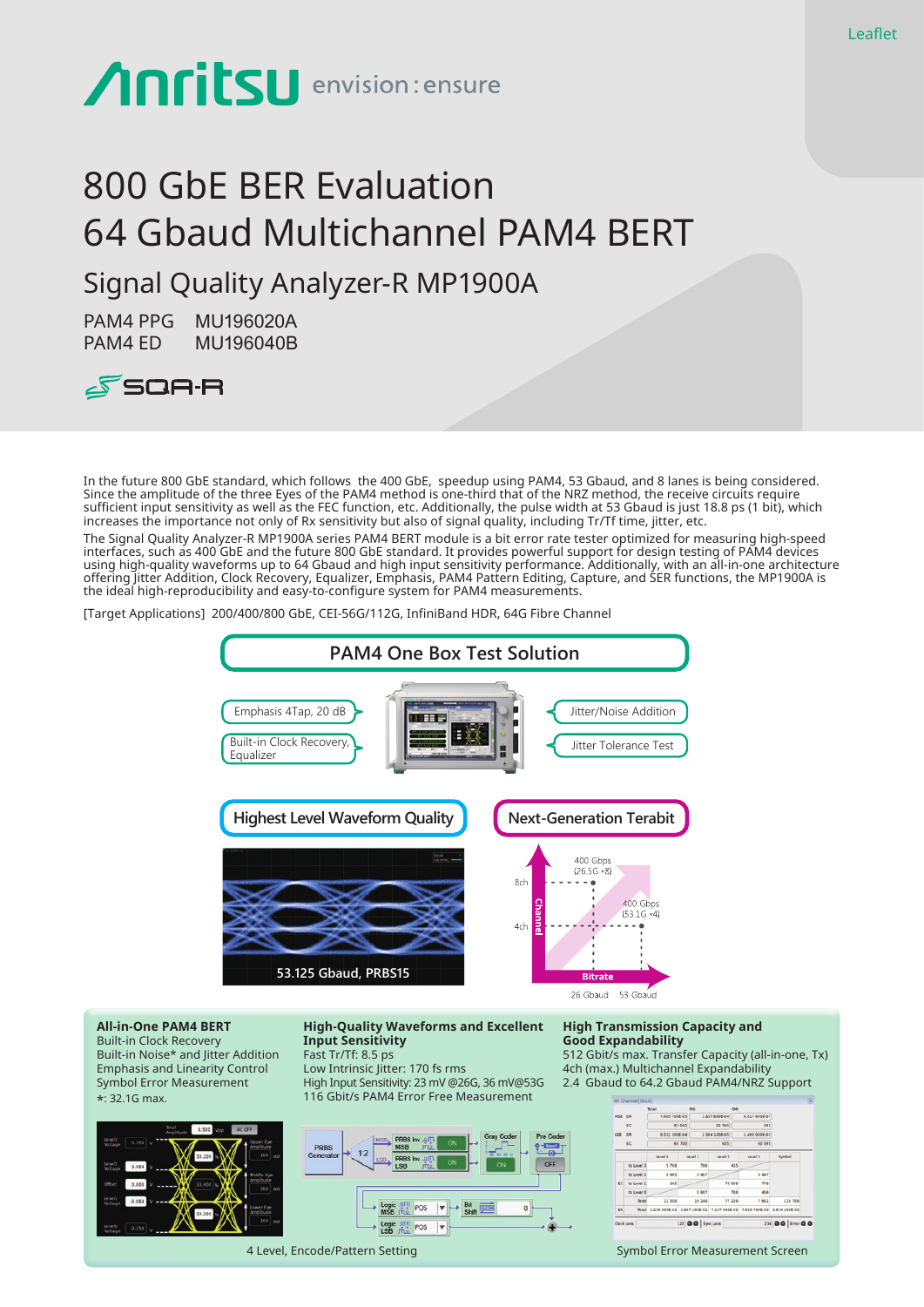Leaflet

Anritsu envision : ensure

# 800 GbE BER Evaluation
# 64 Gbaud Multichannel PAM4 BERT

## Signal Quality Analyzer-R MP1900A

PAM4 PPG MU196020A
PAM4 ED MU196040B

SQA-R

In the future 800 GbE standard, which follows the 400 GbE, speedup using PAM4, 53 Gbaud, and 8 lanes is being considered. Since the amplitude of the three Eyes of the PAM4 method is one-third that of the NRZ method, the receive circuits require sufficient input sensitivity as well as the FEC function, etc. Additionally, the pulse width at 53 Gbaud is just 18.8 ps (1 bit), which increases the importance not only of Rx sensitivity but also of signal quality, including Tr/Tf time, jitter, etc.

The Signal Quality Analyzer-R MP1900A series PAM4 BERT module is a bit error rate tester optimized for measuring high-speed interfaces, such as 400 GbE and the future 800 GbE standard. It provides powerful support for design testing of PAM4 devices using high-quality waveforms up to 64 Gbaud and high input sensitivity performance. Additionally, with an all-in-one architecture offering Jitter Addition, Clock Recovery, Equalizer, Emphasis, PAM4 Pattern Editing, Capture, and SER functions, the MP1900A is the ideal high-reproducibility and easy-to-configure system for PAM4 measurements.

[Target Applications] 200/400/800 GbE, CEI-56G/112G, InfiniBand HDR, 64G Fibre Channel

### PAM4 One Box Test Solution

- Emphasis 4Tap, 20 dB
- Built-in Clock Recovery, Equalizer
- Jitter/Noise Addition
- Jitter Tolerance Test

### Highest Level Waveform Quality

53.125 Gbaud, PRBS15

### Next-Generation Terabit

400 Gbps (26.5G ×8)
400 Gbps (53.1G ×4)
8ch / 4ch (Channel); Bitrate: 26 Gbaud, 53 Gbaud

**All-in-One PAM4 BERT**
Built-in Clock Recovery
Built-in Noise* and Jitter Addition
Emphasis and Linearity Control
Symbol Error Measurement
*: 32.1G max.

**High-Quality Waveforms and Excellent Input Sensitivity**
Fast Tr/Tf: 8.5 ps
Low Intrinsic Jitter: 170 fs rms
High Input Sensitivity: 23 mV @26G, 36 mV@53G
116 Gbit/s PAM4 Error Free Measurement

**High Transmission Capacity and Good Expandability**
512 Gbit/s max. Transfer Capacity (all-in-one, Tx)
4ch (max.) Multichannel Expandability
2.4 Gbaud to 64.2 Gbaud PAM4/NRZ Support

4 Level, Encode/Pattern Setting

Symbol Error Measurement Screen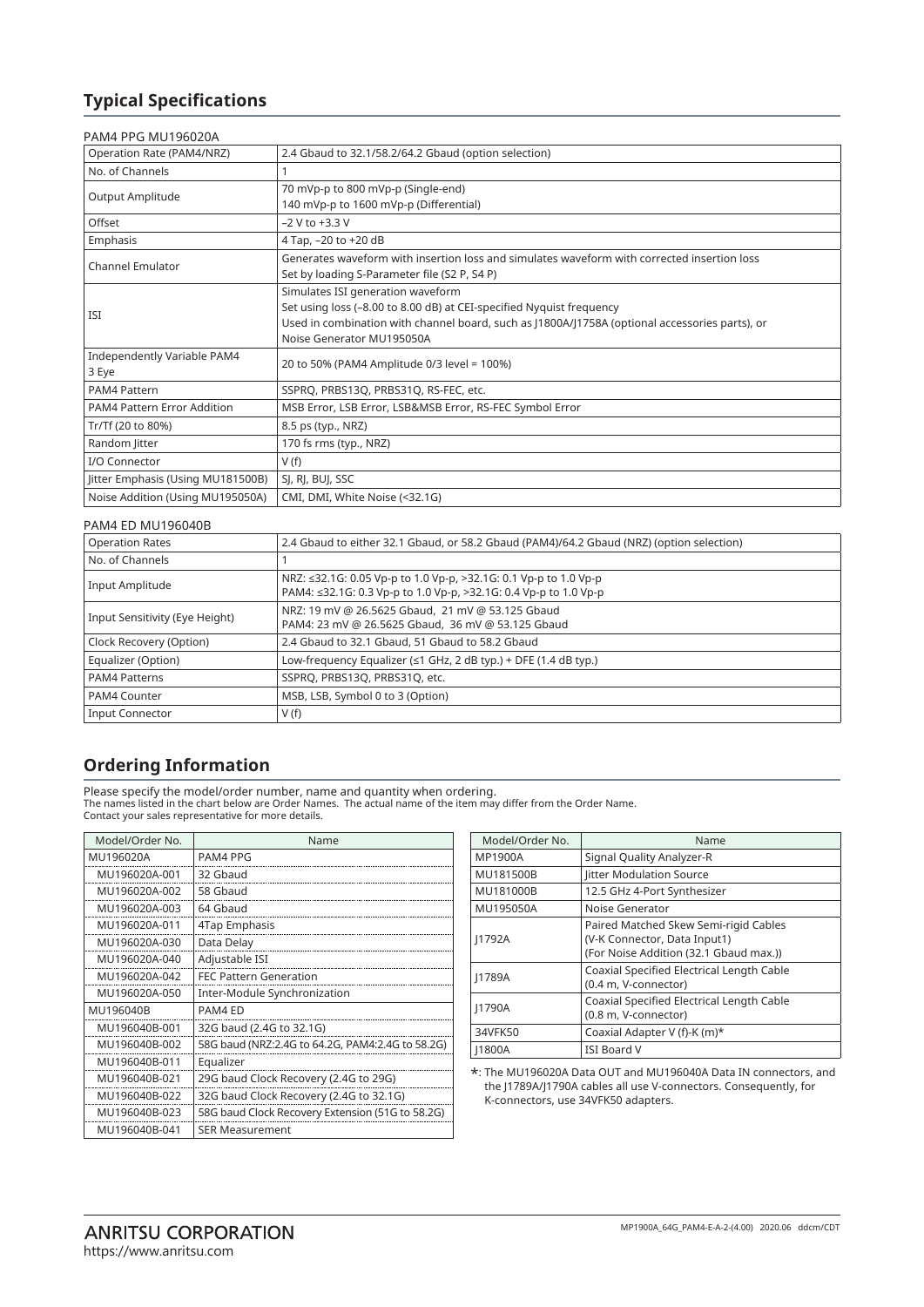## Typical Specifications

PAM4 PPG MU196020A

| | |
|---|---|
| Operation Rate (PAM4/NRZ) | 2.4 Gbaud to 32.1/58.2/64.2 Gbaud (option selection) |
| No. of Channels | 1 |
| Output Amplitude | 70 mVp-p to 800 mVp-p (Single-end)<br>140 mVp-p to 1600 mVp-p (Differential) |
| Offset | –2 V to +3.3 V |
| Emphasis | 4 Tap, –20 to +20 dB |
| Channel Emulator | Generates waveform with insertion loss and simulates waveform with corrected insertion loss<br>Set by loading S-Parameter file (S2 P, S4 P) |
| ISI | Simulates ISI generation waveform<br>Set using loss (–8.00 to 8.00 dB) at CEI-specified Nyquist frequency<br>Used in combination with channel board, such as J1800A/J1758A (optional accessories parts), or Noise Generator MU195050A |
| Independently Variable PAM4 3 Eye | 20 to 50% (PAM4 Amplitude 0/3 level = 100%) |
| PAM4 Pattern | SSPRQ, PRBS13Q, PRBS31Q, RS-FEC, etc. |
| PAM4 Pattern Error Addition | MSB Error, LSB Error, LSB&MSB Error, RS-FEC Symbol Error |
| Tr/Tf (20 to 80%) | 8.5 ps (typ., NRZ) |
| Random Jitter | 170 fs rms (typ., NRZ) |
| I/O Connector | V (f) |
| Jitter Emphasis (Using MU181500B) | SJ, RJ, BUJ, SSC |
| Noise Addition (Using MU195050A) | CMI, DMI, White Noise (<32.1G) |

PAM4 ED MU196040B

| | |
|---|---|
| Operation Rates | 2.4 Gbaud to either 32.1 Gbaud, or 58.2 Gbaud (PAM4)/64.2 Gbaud (NRZ) (option selection) |
| No. of Channels | 1 |
| Input Amplitude | NRZ: ≤32.1G: 0.05 Vp-p to 1.0 Vp-p, >32.1G: 0.1 Vp-p to 1.0 Vp-p<br>PAM4: ≤32.1G: 0.3 Vp-p to 1.0 Vp-p, >32.1G: 0.4 Vp-p to 1.0 Vp-p |
| Input Sensitivity (Eye Height) | NRZ: 19 mV @ 26.5625 Gbaud, 21 mV @ 53.125 Gbaud<br>PAM4: 23 mV @ 26.5625 Gbaud, 36 mV @ 53.125 Gbaud |
| Clock Recovery (Option) | 2.4 Gbaud to 32.1 Gbaud, 51 Gbaud to 58.2 Gbaud |
| Equalizer (Option) | Low-frequency Equalizer (≤1 GHz, 2 dB typ.) + DFE (1.4 dB typ.) |
| PAM4 Patterns | SSPRQ, PRBS13Q, PRBS31Q, etc. |
| PAM4 Counter | MSB, LSB, Symbol 0 to 3 (Option) |
| Input Connector | V (f) |

## Ordering Information

Please specify the model/order number, name and quantity when ordering.
The names listed in the chart below are Order Names. The actual name of the item may differ from the Order Name.
Contact your sales representative for more details.

| Model/Order No. | Name |
|---|---|
| MU196020A | PAM4 PPG |
| MU196020A-001 | 32 Gbaud |
| MU196020A-002 | 58 Gbaud |
| MU196020A-003 | 64 Gbaud |
| MU196020A-011 | 4Tap Emphasis |
| MU196020A-030 | Data Delay |
| MU196020A-040 | Adjustable ISI |
| MU196020A-042 | FEC Pattern Generation |
| MU196020A-050 | Inter-Module Synchronization |
| MU196040B | PAM4 ED |
| MU196040B-001 | 32G baud (2.4G to 32.1G) |
| MU196040B-002 | 58G baud (NRZ:2.4G to 64.2G, PAM4:2.4G to 58.2G) |
| MU196040B-011 | Equalizer |
| MU196040B-021 | 29G baud Clock Recovery (2.4G to 29G) |
| MU196040B-022 | 32G baud Clock Recovery (2.4G to 32.1G) |
| MU196040B-023 | 58G baud Clock Recovery Extension (51G to 58.2G) |
| MU196040B-041 | SER Measurement |

| Model/Order No. | Name |
|---|---|
| MP1900A | Signal Quality Analyzer-R |
| MU181500B | Jitter Modulation Source |
| MU181000B | 12.5 GHz 4-Port Synthesizer |
| MU195050A | Noise Generator |
| J1792A | Paired Matched Skew Semi-rigid Cables<br>(V-K Connector, Data Input1)<br>(For Noise Addition (32.1 Gbaud max.)) |
| J1789A | Coaxial Specified Electrical Length Cable<br>(0.4 m, V-connector) |
| J1790A | Coaxial Specified Electrical Length Cable<br>(0.8 m, V-connector) |
| 34VFK50 | Coaxial Adapter V (f)-K (m)* |
| J1800A | ISI Board V |

*: The MU196020A Data OUT and MU196040A Data IN connectors, and the J1789A/J1790A cables all use V-connectors. Consequently, for K-connectors, use 34VFK50 adapters.

ANRITSU CORPORATION
https://www.anritsu.com

MP1900A_64G_PAM4-E-A-2-(4.00) 2020.06 ddcm/CDT